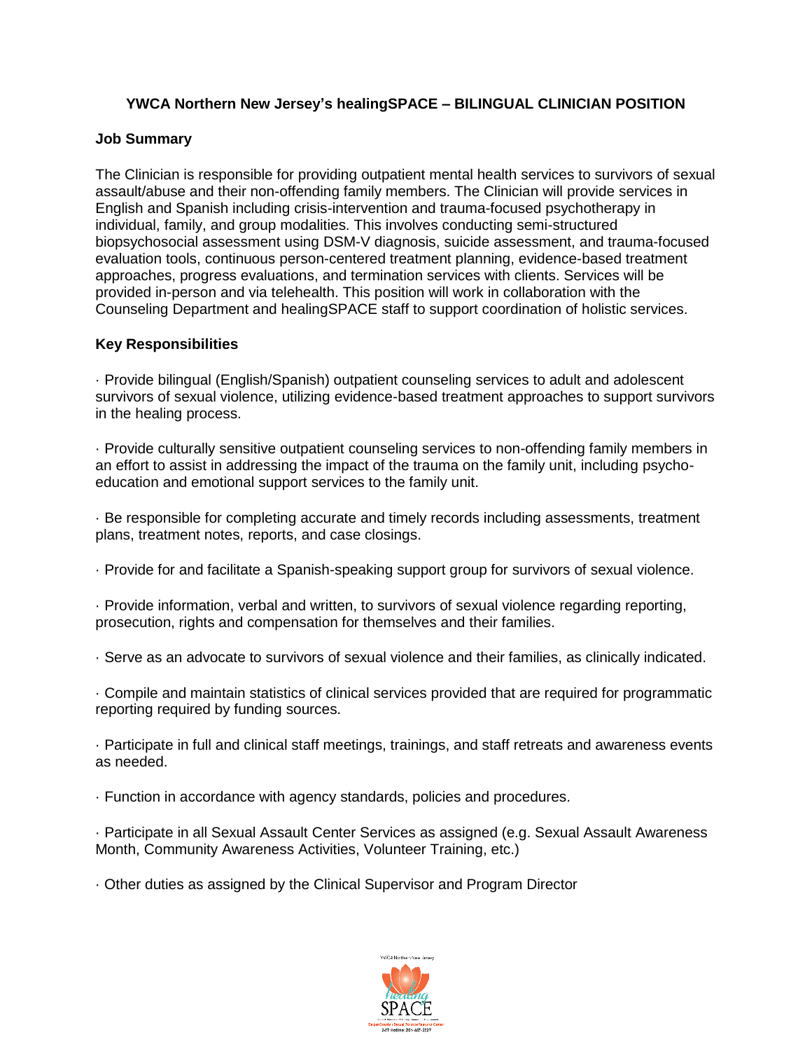**YWCA Northern New Jersey's healingSPACE – BILINGUAL CLINICIAN POSITION**

**Job Summary**

The Clinician is responsible for providing outpatient mental health services to survivors of sexual assault/abuse and their non-offending family members. The Clinician will provide services in English and Spanish including crisis-intervention and trauma-focused psychotherapy in individual, family, and group modalities. This involves conducting semi-structured biopsychosocial assessment using DSM-V diagnosis, suicide assessment, and trauma-focused evaluation tools, continuous person-centered treatment planning, evidence-based treatment approaches, progress evaluations, and termination services with clients. Services will be provided in-person and via telehealth. This position will work in collaboration with the Counseling Department and healingSPACE staff to support coordination of holistic services.

**Key Responsibilities**

· Provide bilingual (English/Spanish) outpatient counseling services to adult and adolescent survivors of sexual violence, utilizing evidence-based treatment approaches to support survivors in the healing process.

· Provide culturally sensitive outpatient counseling services to non-offending family members in an effort to assist in addressing the impact of the trauma on the family unit, including psycho-education and emotional support services to the family unit.

· Be responsible for completing accurate and timely records including assessments, treatment plans, treatment notes, reports, and case closings.

· Provide for and facilitate a Spanish-speaking support group for survivors of sexual violence.

· Provide information, verbal and written, to survivors of sexual violence regarding reporting, prosecution, rights and compensation for themselves and their families.

· Serve as an advocate to survivors of sexual violence and their families, as clinically indicated.

· Compile and maintain statistics of clinical services provided that are required for programmatic reporting required by funding sources.

· Participate in full and clinical staff meetings, trainings, and staff retreats and awareness events as needed.

· Function in accordance with agency standards, policies and procedures.

· Participate in all Sexual Assault Center Services as assigned (e.g. Sexual Assault Awareness Month, Community Awareness Activities, Volunteer Training, etc.)

· Other duties as assigned by the Clinical Supervisor and Program Director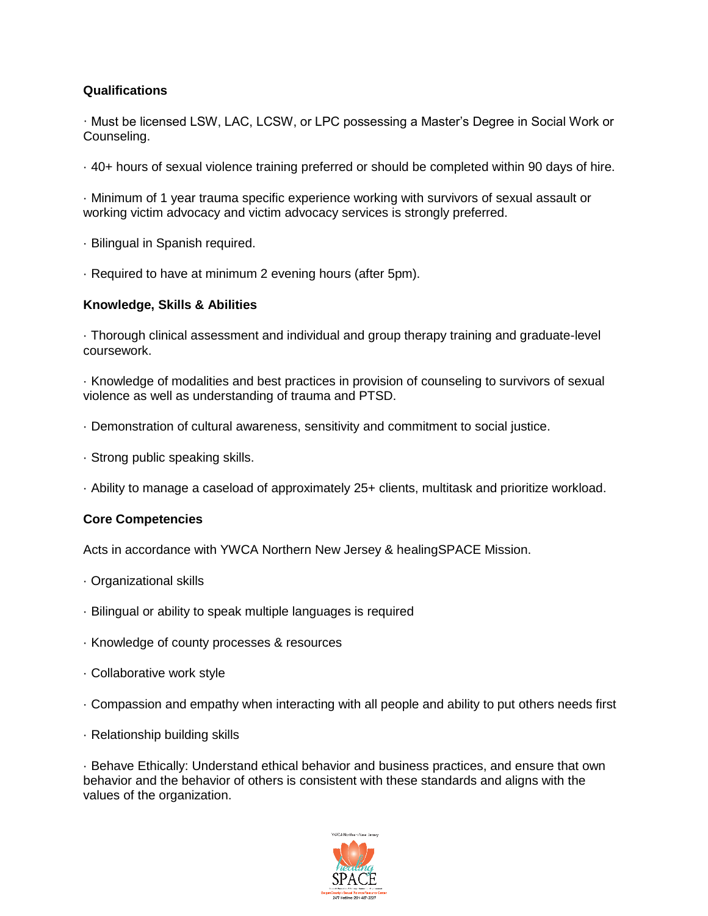**Qualifications**

- Must be licensed LSW, LAC, LCSW, or LPC possessing a Master's Degree in Social Work or Counseling.
- 40+ hours of sexual violence training preferred or should be completed within 90 days of hire.
- Minimum of 1 year trauma specific experience working with survivors of sexual assault or working victim advocacy and victim advocacy services is strongly preferred.
- Bilingual in Spanish required.
- Required to have at minimum 2 evening hours (after 5pm).

**Knowledge, Skills & Abilities**

- Thorough clinical assessment and individual and group therapy training and graduate-level coursework.
- Knowledge of modalities and best practices in provision of counseling to survivors of sexual violence as well as understanding of trauma and PTSD.
- Demonstration of cultural awareness, sensitivity and commitment to social justice.
- Strong public speaking skills.
- Ability to manage a caseload of approximately 25+ clients, multitask and prioritize workload.

**Core Competencies**

Acts in accordance with YWCA Northern New Jersey & healingSPACE Mission.

- Organizational skills
- Bilingual or ability to speak multiple languages is required
- Knowledge of county processes & resources
- Collaborative work style
- Compassion and empathy when interacting with all people and ability to put others needs first
- Relationship building skills
- Behave Ethically: Understand ethical behavior and business practices, and ensure that own behavior and the behavior of others is consistent with these standards and aligns with the values of the organization.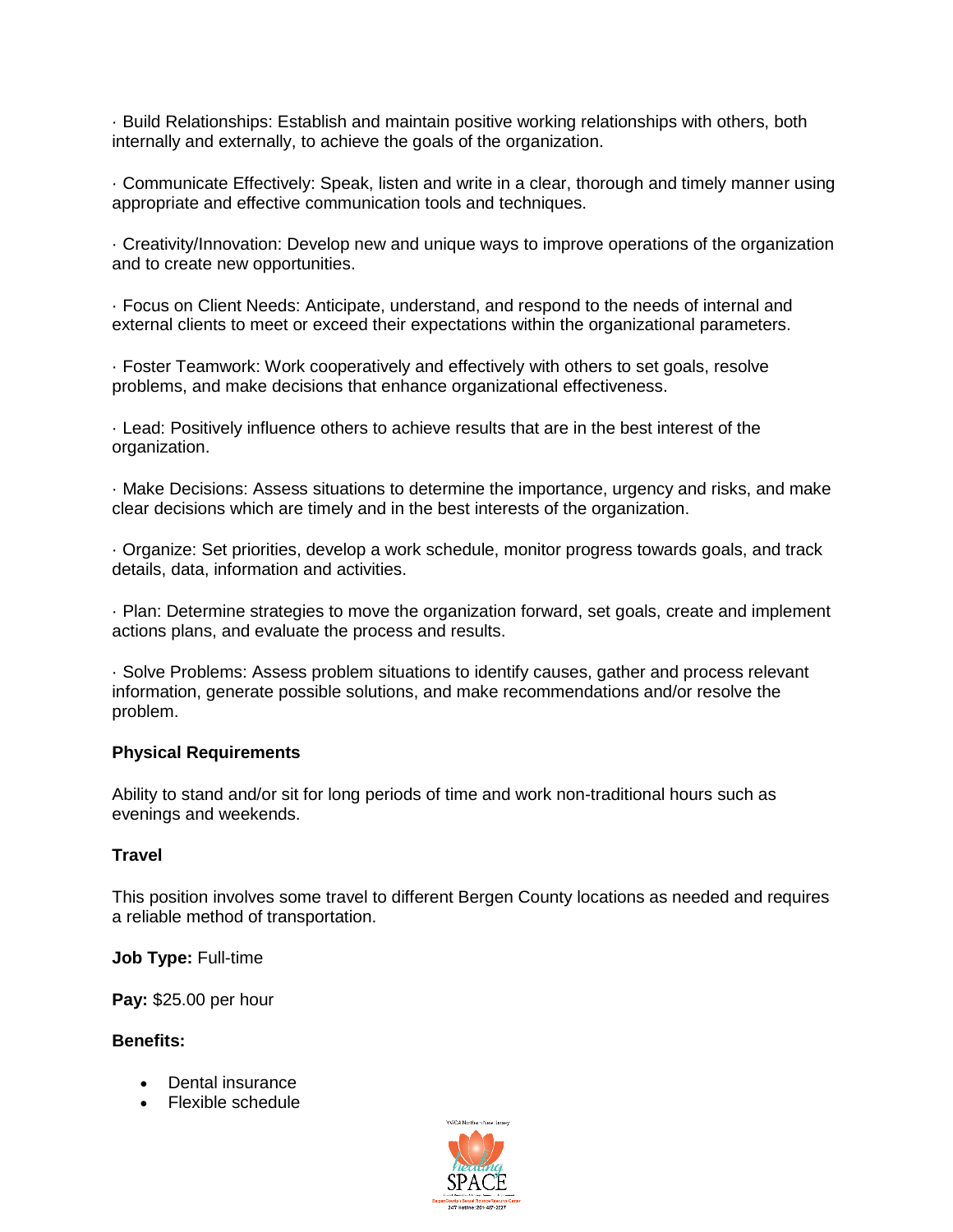· Build Relationships: Establish and maintain positive working relationships with others, both internally and externally, to achieve the goals of the organization.

· Communicate Effectively: Speak, listen and write in a clear, thorough and timely manner using appropriate and effective communication tools and techniques.

· Creativity/Innovation: Develop new and unique ways to improve operations of the organization and to create new opportunities.

· Focus on Client Needs: Anticipate, understand, and respond to the needs of internal and external clients to meet or exceed their expectations within the organizational parameters.

· Foster Teamwork: Work cooperatively and effectively with others to set goals, resolve problems, and make decisions that enhance organizational effectiveness.

· Lead: Positively influence others to achieve results that are in the best interest of the organization.

· Make Decisions: Assess situations to determine the importance, urgency and risks, and make clear decisions which are timely and in the best interests of the organization.

· Organize: Set priorities, develop a work schedule, monitor progress towards goals, and track details, data, information and activities.

· Plan: Determine strategies to move the organization forward, set goals, create and implement actions plans, and evaluate the process and results.

· Solve Problems: Assess problem situations to identify causes, gather and process relevant information, generate possible solutions, and make recommendations and/or resolve the problem.

**Physical Requirements**

Ability to stand and/or sit for long periods of time and work non-traditional hours such as evenings and weekends.

**Travel**

This position involves some travel to different Bergen County locations as needed and requires a reliable method of transportation.

**Job Type:** Full-time

**Pay:** $25.00 per hour

**Benefits:**

- Dental insurance
- Flexible schedule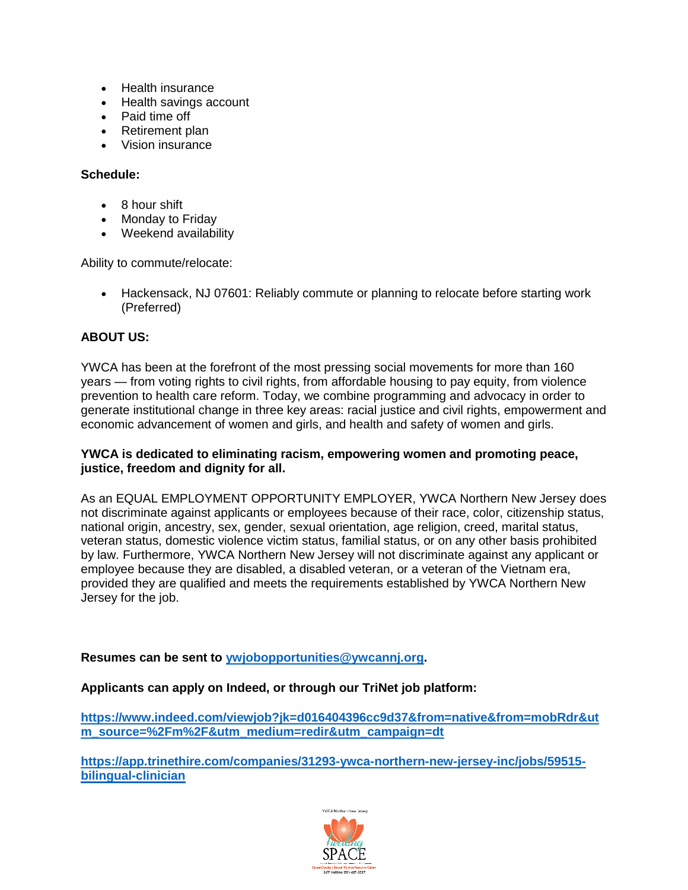- Health insurance
- Health savings account
- Paid time off
- Retirement plan
- Vision insurance

**Schedule:**

- 8 hour shift
- Monday to Friday
- Weekend availability

Ability to commute/relocate:

- Hackensack, NJ 07601: Reliably commute or planning to relocate before starting work (Preferred)

**ABOUT US:**

YWCA has been at the forefront of the most pressing social movements for more than 160 years — from voting rights to civil rights, from affordable housing to pay equity, from violence prevention to health care reform. Today, we combine programming and advocacy in order to generate institutional change in three key areas: racial justice and civil rights, empowerment and economic advancement of women and girls, and health and safety of women and girls.

**YWCA is dedicated to eliminating racism, empowering women and promoting peace, justice, freedom and dignity for all.**

As an EQUAL EMPLOYMENT OPPORTUNITY EMPLOYER, YWCA Northern New Jersey does not discriminate against applicants or employees because of their race, color, citizenship status, national origin, ancestry, sex, gender, sexual orientation, age religion, creed, marital status, veteran status, domestic violence victim status, familial status, or on any other basis prohibited by law. Furthermore, YWCA Northern New Jersey will not discriminate against any applicant or employee because they are disabled, a disabled veteran, or a veteran of the Vietnam era, provided they are qualified and meets the requirements established by YWCA Northern New Jersey for the job.

**Resumes can be sent to [ywjobopportunities@ywcannj.org](mailto:ywjobopportunities@ywcannj.org).**

**Applicants can apply on Indeed, or through our TriNet job platform:**

**[https://www.indeed.com/viewjob?jk=d016404396cc9d37&from=native&from=mobRdr&utm_source=%2Fm%2F&utm_medium=redir&utm_campaign=dt](https://www.indeed.com/viewjob?jk=d016404396cc9d37&from=native&from=mobRdr&utm_source=%2Fm%2F&utm_medium=redir&utm_campaign=dt)**

**[https://app.trinethire.com/companies/31293-ywca-northern-new-jersey-inc/jobs/59515-bilingual-clinician](https://app.trinethire.com/companies/31293-ywca-northern-new-jersey-inc/jobs/59515-bilingual-clinician)**